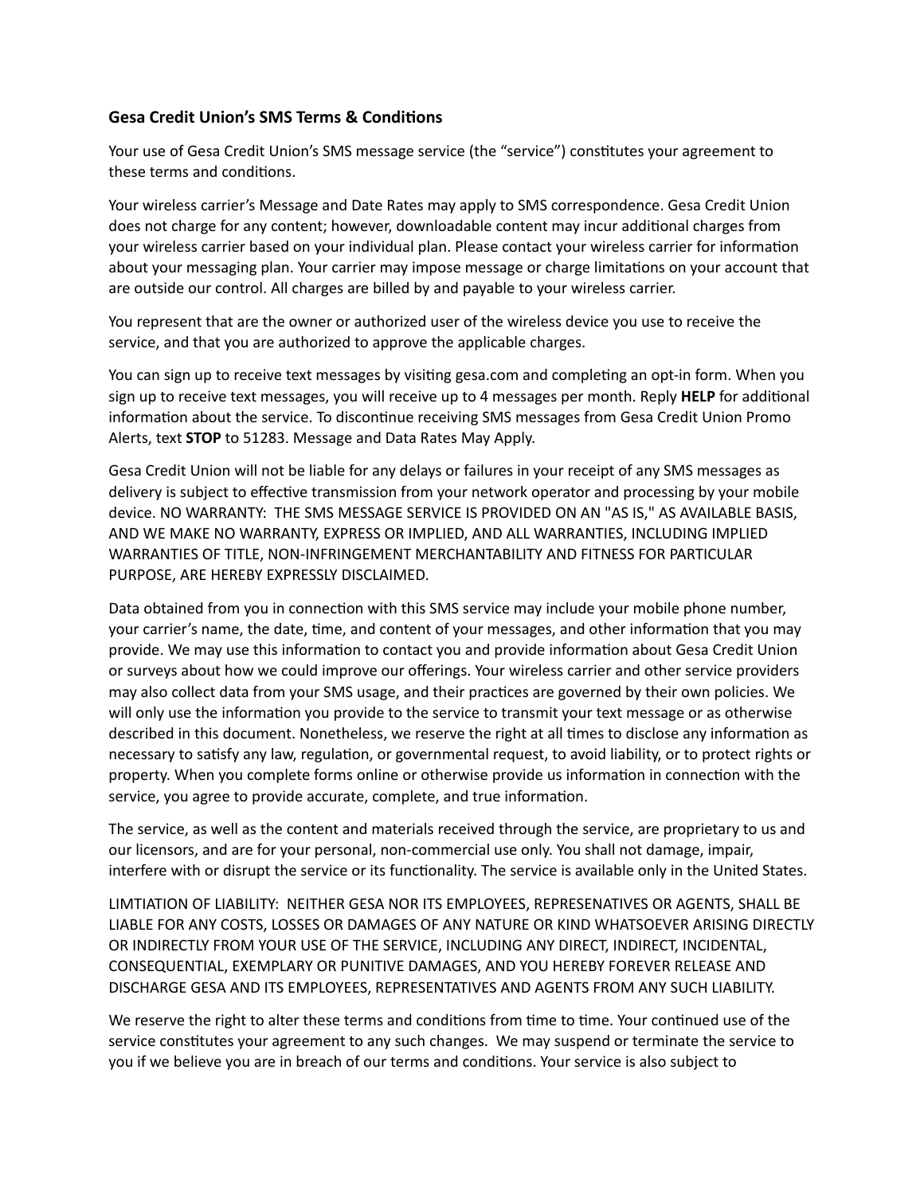### Gesa Credit Union's SMS Terms & Conditions

Your use of Gesa Credit Union's SMS message service (the "service") constitutes your agreement to these terms and conditions.

Your wireless carrier's Message and Date Rates may apply to SMS correspondence. Gesa Credit Union does not charge for any content; however, downloadable content may incur additional charges from your wireless carrier based on your individual plan. Please contact your wireless carrier for information about your messaging plan. Your carrier may impose message or charge limitations on your account that are outside our control. All charges are billed by and payable to your wireless carrier.

You represent that are the owner or authorized user of the wireless device you use to receive the service, and that you are authorized to approve the applicable charges.

You can sign up to receive text messages by visiting gesa.com and completing an opt-in form. When you sign up to receive text messages, you will receive up to 4 messages per month. Reply **HELP** for additional information about the service. To discontinue receiving SMS messages from Gesa Credit Union Promo Alerts, text **STOP** to 51283. Message and Data Rates May Apply.

Gesa Credit Union will not be liable for any delays or failures in your receipt of any SMS messages as delivery is subject to effective transmission from your network operator and processing by your mobile device. NO WARRANTY: THE SMS MESSAGE SERVICE IS PROVIDED ON AN "AS IS," AS AVAILABLE BASIS, AND WE MAKE NO WARRANTY, EXPRESS OR IMPLIED, AND ALL WARRANTIES, INCLUDING IMPLIED WARRANTIES OF TITLE, NON-INFRINGEMENT MERCHANTABILITY AND FITNESS FOR PARTICULAR PURPOSE, ARE HEREBY EXPRESSLY DISCLAIMED.

Data obtained from you in connection with this SMS service may include your mobile phone number, your carrier's name, the date, time, and content of your messages, and other information that you may provide. We may use this information to contact you and provide information about Gesa Credit Union or surveys about how we could improve our offerings. Your wireless carrier and other service providers may also collect data from your SMS usage, and their practices are governed by their own policies. We will only use the information you provide to the service to transmit your text message or as otherwise described in this document. Nonetheless, we reserve the right at all times to disclose any information as necessary to satisfy any law, regulation, or governmental request, to avoid liability, or to protect rights or property. When you complete forms online or otherwise provide us information in connection with the service, you agree to provide accurate, complete, and true information.

The service, as well as the content and materials received through the service, are proprietary to us and our licensors, and are for your personal, non-commercial use only. You shall not damage, impair, interfere with or disrupt the service or its functionality. The service is available only in the United States.

LIMTIATION OF LIABILITY: NEITHER GESA NOR ITS EMPLOYEES, REPRESENATIVES OR AGENTS, SHALL BE LIABLE FOR ANY COSTS, LOSSES OR DAMAGES OF ANY NATURE OR KIND WHATSOEVER ARISING DIRECTLY OR INDIRECTLY FROM YOUR USE OF THE SERVICE, INCLUDING ANY DIRECT, INDIRECT, INCIDENTAL, CONSEQUENTIAL, EXEMPLARY OR PUNITIVE DAMAGES, AND YOU HEREBY FOREVER RELEASE AND DISCHARGE GESA AND ITS EMPLOYEES, REPRESENTATIVES AND AGENTS FROM ANY SUCH LIABILITY.

We reserve the right to alter these terms and conditions from time to time. Your continued use of the service constitutes your agreement to any such changes. We may suspend or terminate the service to you if we believe you are in breach of our terms and conditions. Your service is also subject to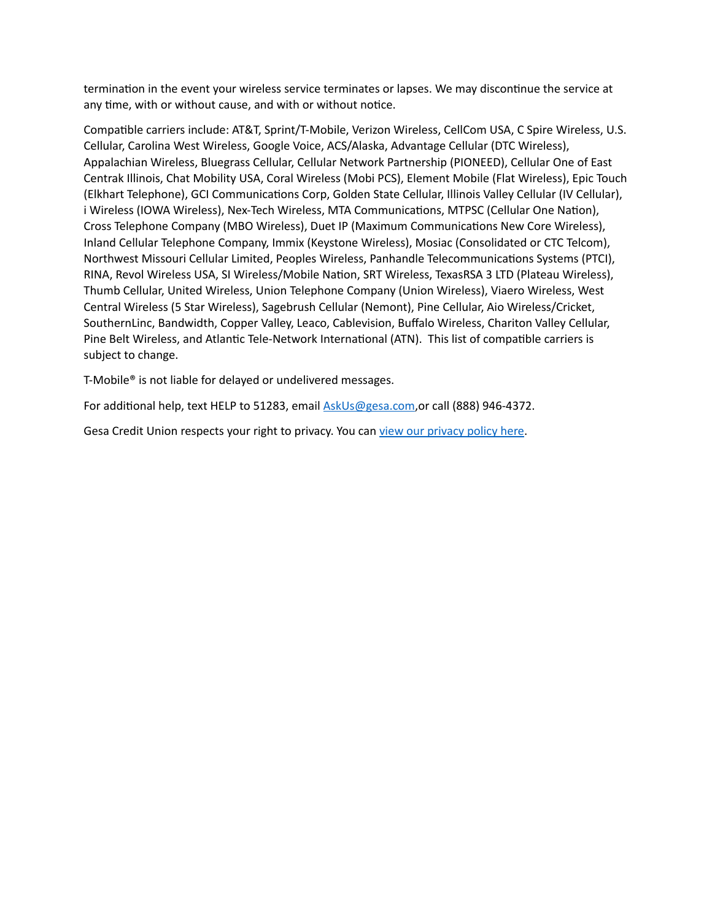termination in the event your wireless service terminates or lapses. We may discontinue the service at any time, with or without cause, and with or without notice.

Compatible carriers include: AT&T, Sprint/T-Mobile, Verizon Wireless, CellCom USA, C Spire Wireless, U.S. Cellular, Carolina West Wireless, Google Voice, ACS/Alaska, Advantage Cellular (DTC Wireless), Appalachian Wireless, Bluegrass Cellular, Cellular Network Partnership (PIONEED), Cellular One of East Centrak Illinois, Chat Mobility USA, Coral Wireless (Mobi PCS), Element Mobile (Flat Wireless), Epic Touch (Elkhart Telephone), GCI Communications Corp, Golden State Cellular, Illinois Valley Cellular (IV Cellular), i Wireless (IOWA Wireless), Nex-Tech Wireless, MTA Communications, MTPSC (Cellular One Nation), Cross Telephone Company (MBO Wireless), Duet IP (Maximum Communications New Core Wireless), Inland Cellular Telephone Company, Immix (Keystone Wireless), Mosiac (Consolidated or CTC Telcom), Northwest Missouri Cellular Limited, Peoples Wireless, Panhandle Telecommunications Systems (PTCI), RINA, Revol Wireless USA, SI Wireless/Mobile Nation, SRT Wireless, TexasRSA 3 LTD (Plateau Wireless), Thumb Cellular, United Wireless, Union Telephone Company (Union Wireless), Viaero Wireless, West Central Wireless (5 Star Wireless), Sagebrush Cellular (Nemont), Pine Cellular, Aio Wireless/Cricket, SouthernLinc, Bandwidth, Copper Valley, Leaco, Cablevision, Buffalo Wireless, Chariton Valley Cellular, Pine Belt Wireless, and Atlantic Tele-Network International (ATN). This list of compatible carriers is subject to change.

T-Mobile® is not liable for delayed or undelivered messages.

For additional help, text HELP to 51283, email [AskUs@gesa.com](mailto:AskUs@gesa.com),or call (888) 946-4372.

Gesa Credit Union respects your right to privacy. You can [view our privacy policy here](#).